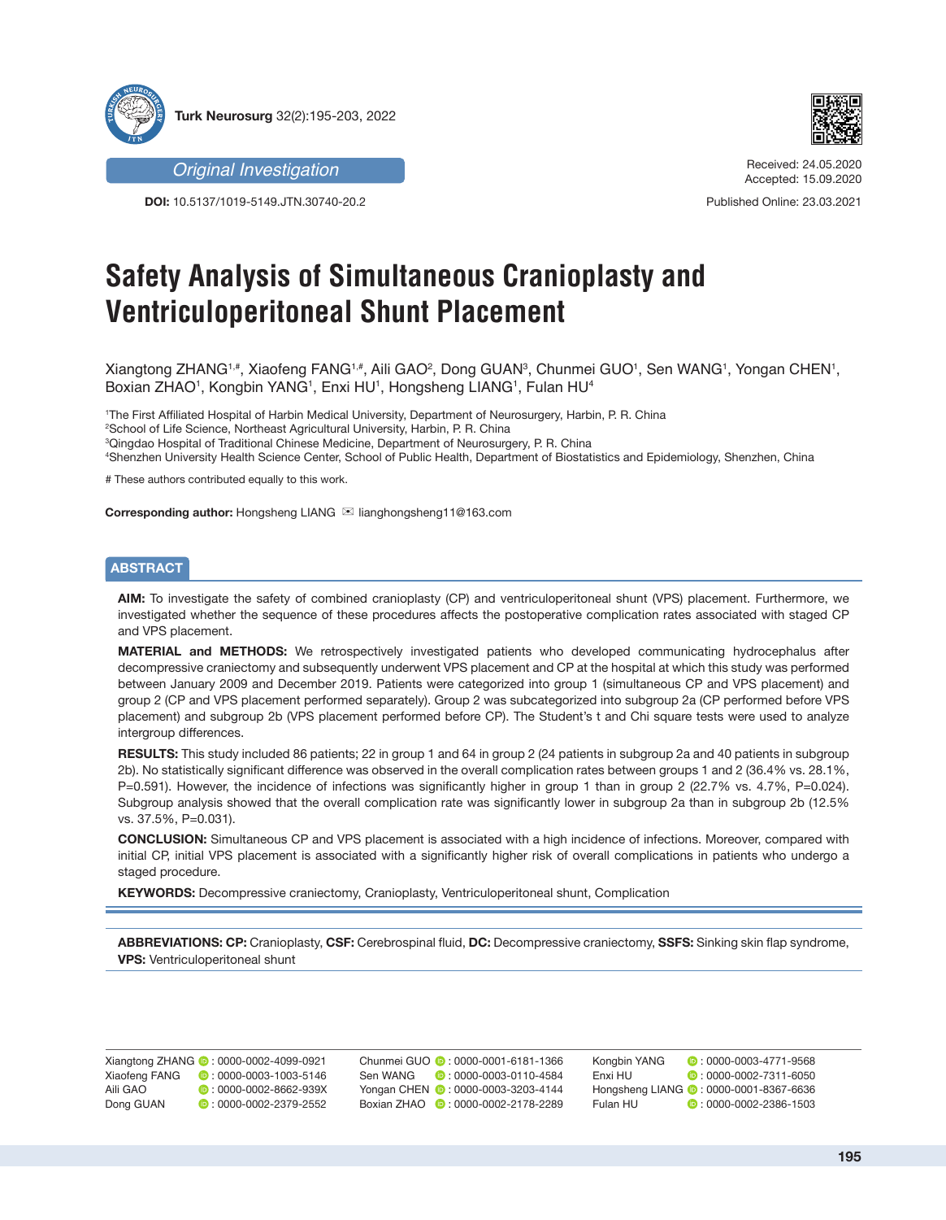Original Investigation

DOI: 10.5137/1019-5149.JTN.30740-20.2

Received: 24.05.2020
Accepted: 15.09.2020

Published Online: 23.03.2021

# Safety Analysis of Simultaneous Cranioplasty and Ventriculoperitoneal Shunt Placement

Xiangtong ZHANG[1,#], Xiaofeng FANG[1,#], Aili GAO[2], Dong GUAN[3], Chunmei GUO[1], Sen WANG[1], Yongan CHEN[1], Boxian ZHAO[1], Kongbin YANG[1], Enxi HU[1], Hongsheng LIANG[1], Fulan HU[4]

[1]The First Affiliated Hospital of Harbin Medical University, Department of Neurosurgery, Harbin, P. R. China
[2]School of Life Science, Northeast Agricultural University, Harbin, P. R. China
[3]Qingdao Hospital of Traditional Chinese Medicine, Department of Neurosurgery, P. R. China
[4]Shenzhen University Health Science Center, School of Public Health, Department of Biostatistics and Epidemiology, Shenzhen, China

# These authors contributed equally to this work.

**Corresponding author:** Hongsheng LIANG ✉ lianghongsheng11@163.com

## ABSTRACT

**AIM:** To investigate the safety of combined cranioplasty (CP) and ventriculoperitoneal shunt (VPS) placement. Furthermore, we investigated whether the sequence of these procedures affects the postoperative complication rates associated with staged CP and VPS placement.

**MATERIAL and METHODS:** We retrospectively investigated patients who developed communicating hydrocephalus after decompressive craniectomy and subsequently underwent VPS placement and CP at the hospital at which this study was performed between January 2009 and December 2019. Patients were categorized into group 1 (simultaneous CP and VPS placement) and group 2 (CP and VPS placement performed separately). Group 2 was subcategorized into subgroup 2a (CP performed before VPS placement) and subgroup 2b (VPS placement performed before CP). The Student's t and Chi square tests were used to analyze intergroup differences.

**RESULTS:** This study included 86 patients; 22 in group 1 and 64 in group 2 (24 patients in subgroup 2a and 40 patients in subgroup 2b). No statistically significant difference was observed in the overall complication rates between groups 1 and 2 (36.4% vs. 28.1%, P=0.591). However, the incidence of infections was significantly higher in group 1 than in group 2 (22.7% vs. 4.7%, P=0.024). Subgroup analysis showed that the overall complication rate was significantly lower in subgroup 2a than in subgroup 2b (12.5% vs. 37.5%, P=0.031).

**CONCLUSION:** Simultaneous CP and VPS placement is associated with a high incidence of infections. Moreover, compared with initial CP, initial VPS placement is associated with a significantly higher risk of overall complications in patients who undergo a staged procedure.

**KEYWORDS:** Decompressive craniectomy, Cranioplasty, Ventriculoperitoneal shunt, Complication

**ABBREVIATIONS: CP:** Cranioplasty, **CSF:** Cerebrospinal fluid, **DC:** Decompressive craniectomy, **SSFS:** Sinking skin flap syndrome, **VPS:** Ventriculoperitoneal shunt

| | | | | | |
|---|---|---|---|---|---|
| Xiangtong ZHANG | : 0000-0002-4099-0921 | Chunmei GUO | : 0000-0001-6181-1366 | Kongbin YANG | : 0000-0003-4771-9568 |
| Xiaofeng FANG | : 0000-0003-1003-5146 | Sen WANG | : 0000-0003-0110-4584 | Enxi HU | : 0000-0002-7311-6050 |
| Aili GAO | : 0000-0002-8662-939X | Yongan CHEN | : 0000-0003-3203-4144 | Hongsheng LIANG | : 0000-0001-8367-6636 |
| Dong GUAN | : 0000-0002-2379-2552 | Boxian ZHAO | : 0000-0002-2178-2289 | Fulan HU | : 0000-0002-2386-1503 |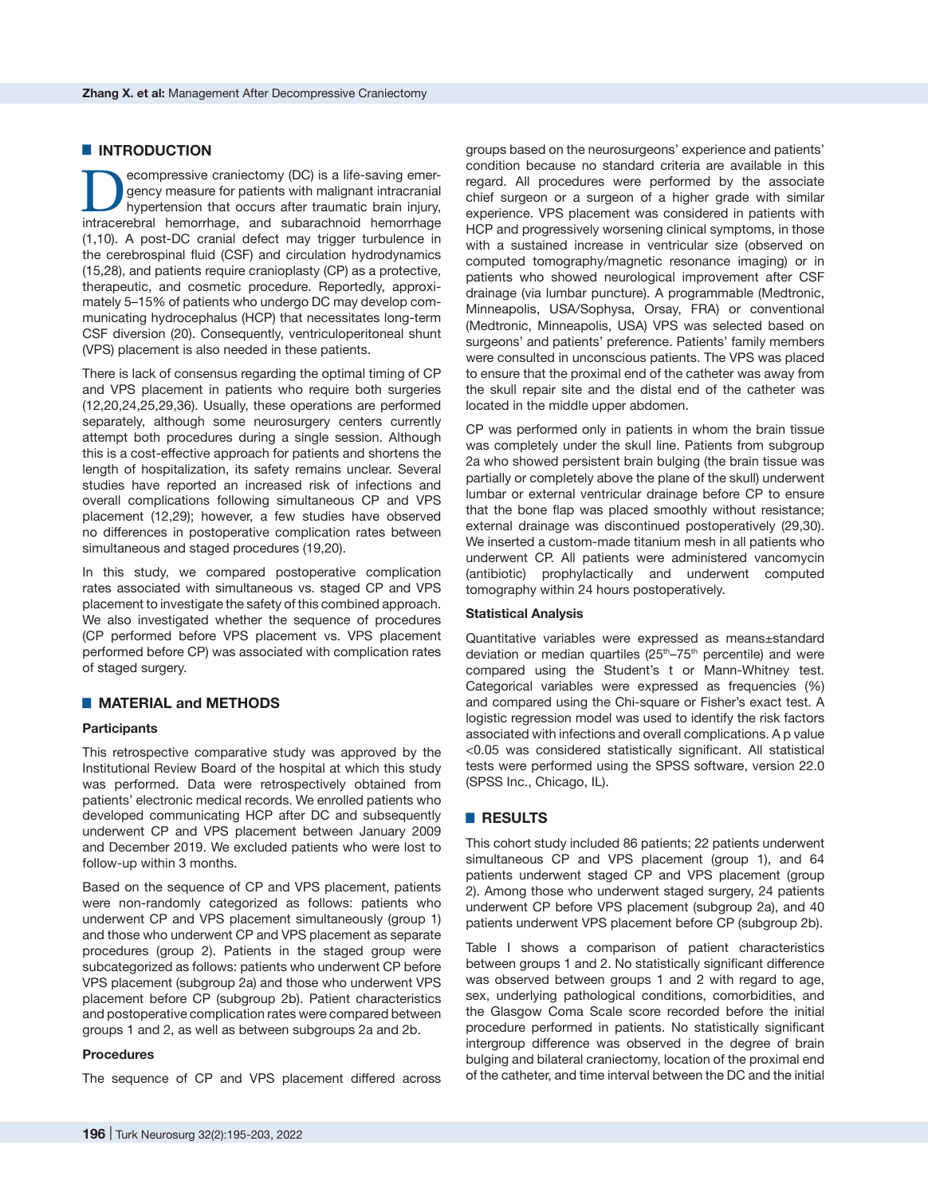## INTRODUCTION

Decompressive craniectomy (DC) is a life-saving emergency measure for patients with malignant intracranial hypertension that occurs after traumatic brain injury, intracerebral hemorrhage, and subarachnoid hemorrhage (1,10). A post-DC cranial defect may trigger turbulence in the cerebrospinal fluid (CSF) and circulation hydrodynamics (15,28), and patients require cranioplasty (CP) as a protective, therapeutic, and cosmetic procedure. Reportedly, approximately 5–15% of patients who undergo DC may develop communicating hydrocephalus (HCP) that necessitates long-term CSF diversion (20). Consequently, ventriculoperitoneal shunt (VPS) placement is also needed in these patients.

There is lack of consensus regarding the optimal timing of CP and VPS placement in patients who require both surgeries (12,20,24,25,29,36). Usually, these operations are performed separately, although some neurosurgery centers currently attempt both procedures during a single session. Although this is a cost-effective approach for patients and shortens the length of hospitalization, its safety remains unclear. Several studies have reported an increased risk of infections and overall complications following simultaneous CP and VPS placement (12,29); however, a few studies have observed no differences in postoperative complication rates between simultaneous and staged procedures (19,20).

In this study, we compared postoperative complication rates associated with simultaneous vs. staged CP and VPS placement to investigate the safety of this combined approach. We also investigated whether the sequence of procedures (CP performed before VPS placement vs. VPS placement performed before CP) was associated with complication rates of staged surgery.

## MATERIAL and METHODS

### Participants

This retrospective comparative study was approved by the Institutional Review Board of the hospital at which this study was performed. Data were retrospectively obtained from patients' electronic medical records. We enrolled patients who developed communicating HCP after DC and subsequently underwent CP and VPS placement between January 2009 and December 2019. We excluded patients who were lost to follow-up within 3 months.

Based on the sequence of CP and VPS placement, patients were non-randomly categorized as follows: patients who underwent CP and VPS placement simultaneously (group 1) and those who underwent CP and VPS placement as separate procedures (group 2). Patients in the staged group were subcategorized as follows: patients who underwent CP before VPS placement (subgroup 2a) and those who underwent VPS placement before CP (subgroup 2b). Patient characteristics and postoperative complication rates were compared between groups 1 and 2, as well as between subgroups 2a and 2b.

### Procedures

The sequence of CP and VPS placement differed across groups based on the neurosurgeons' experience and patients' condition because no standard criteria are available in this regard. All procedures were performed by the associate chief surgeon or a surgeon of a higher grade with similar experience. VPS placement was considered in patients with HCP and progressively worsening clinical symptoms, in those with a sustained increase in ventricular size (observed on computed tomography/magnetic resonance imaging) or in patients who showed neurological improvement after CSF drainage (via lumbar puncture). A programmable (Medtronic, Minneapolis, USA/Sophysa, Orsay, FRA) or conventional (Medtronic, Minneapolis, USA) VPS was selected based on surgeons' and patients' preference. Patients' family members were consulted in unconscious patients. The VPS was placed to ensure that the proximal end of the catheter was away from the skull repair site and the distal end of the catheter was located in the middle upper abdomen.

CP was performed only in patients in whom the brain tissue was completely under the skull line. Patients from subgroup 2a who showed persistent brain bulging (the brain tissue was partially or completely above the plane of the skull) underwent lumbar or external ventricular drainage before CP to ensure that the bone flap was placed smoothly without resistance; external drainage was discontinued postoperatively (29,30). We inserted a custom-made titanium mesh in all patients who underwent CP. All patients were administered vancomycin (antibiotic) prophylactically and underwent computed tomography within 24 hours postoperatively.

### Statistical Analysis

Quantitative variables were expressed as means±standard deviation or median quartiles ($25^{th}$–$75^{th}$ percentile) and were compared using the Student's t or Mann-Whitney test. Categorical variables were expressed as frequencies (%) and compared using the Chi-square or Fisher's exact test. A logistic regression model was used to identify the risk factors associated with infections and overall complications. A p value <0.05 was considered statistically significant. All statistical tests were performed using the SPSS software, version 22.0 (SPSS Inc., Chicago, IL).

## RESULTS

This cohort study included 86 patients; 22 patients underwent simultaneous CP and VPS placement (group 1), and 64 patients underwent staged CP and VPS placement (group 2). Among those who underwent staged surgery, 24 patients underwent CP before VPS placement (subgroup 2a), and 40 patients underwent VPS placement before CP (subgroup 2b).

Table I shows a comparison of patient characteristics between groups 1 and 2. No statistically significant difference was observed between groups 1 and 2 with regard to age, sex, underlying pathological conditions, comorbidities, and the Glasgow Coma Scale score recorded before the initial procedure performed in patients. No statistically significant intergroup difference was observed in the degree of brain bulging and bilateral craniectomy, location of the proximal end of the catheter, and time interval between the DC and the initial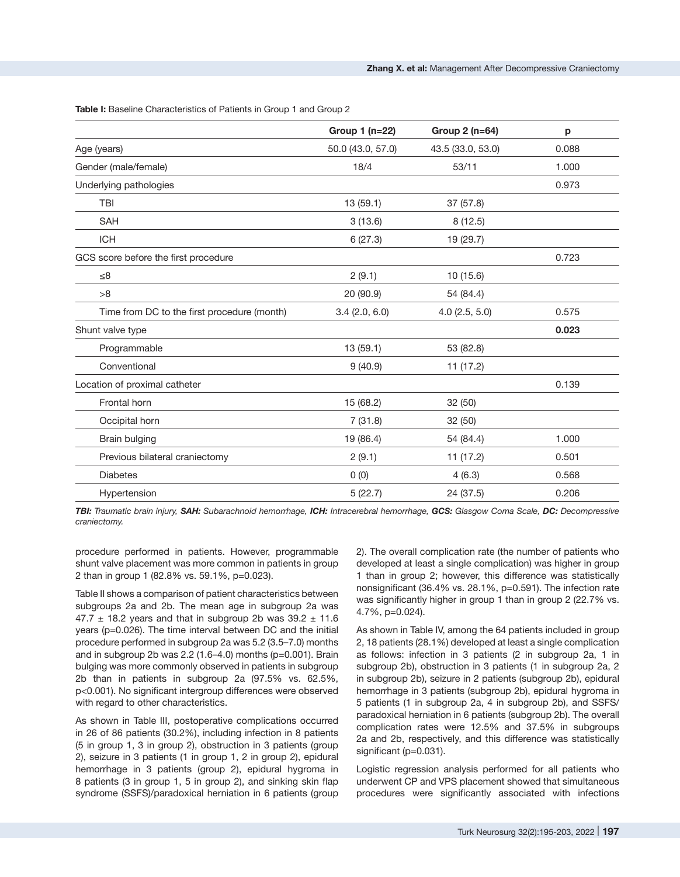**Table I:** Baseline Characteristics of Patients in Group 1 and Group 2

| | Group 1 (n=22) | Group 2 (n=64) | p |
|---|---|---|---|
| Age (years) | 50.0 (43.0, 57.0) | 43.5 (33.0, 53.0) | 0.088 |
| Gender (male/female) | 18/4 | 53/11 | 1.000 |
| Underlying pathologies | | | 0.973 |
| TBI | 13 (59.1) | 37 (57.8) | |
| SAH | 3 (13.6) | 8 (12.5) | |
| ICH | 6 (27.3) | 19 (29.7) | |
| GCS score before the first procedure | | | 0.723 |
| ≤8 | 2 (9.1) | 10 (15.6) | |
| >8 | 20 (90.9) | 54 (84.4) | |
| Time from DC to the first procedure (month) | 3.4 (2.0, 6.0) | 4.0 (2.5, 5.0) | 0.575 |
| Shunt valve type | | | **0.023** |
| Programmable | 13 (59.1) | 53 (82.8) | |
| Conventional | 9 (40.9) | 11 (17.2) | |
| Location of proximal catheter | | | 0.139 |
| Frontal horn | 15 (68.2) | 32 (50) | |
| Occipital horn | 7 (31.8) | 32 (50) | |
| Brain bulging | 19 (86.4) | 54 (84.4) | 1.000 |
| Previous bilateral craniectomy | 2 (9.1) | 11 (17.2) | 0.501 |
| Diabetes | 0 (0) | 4 (6.3) | 0.568 |
| Hypertension | 5 (22.7) | 24 (37.5) | 0.206 |

***TBI:** Traumatic brain injury, **SAH:** Subarachnoid hemorrhage, **ICH:** Intracerebral hemorrhage, **GCS:** Glasgow Coma Scale, **DC:** Decompressive craniectomy.*

procedure performed in patients. However, programmable shunt valve placement was more common in patients in group 2 than in group 1 (82.8% vs. 59.1%, p=0.023).

Table II shows a comparison of patient characteristics between subgroups 2a and 2b. The mean age in subgroup 2a was 47.7 ± 18.2 years and that in subgroup 2b was 39.2 ± 11.6 years (p=0.026). The time interval between DC and the initial procedure performed in subgroup 2a was 5.2 (3.5–7.0) months and in subgroup 2b was 2.2 (1.6–4.0) months (p=0.001). Brain bulging was more commonly observed in patients in subgroup 2b than in patients in subgroup 2a (97.5% vs. 62.5%, p<0.001). No significant intergroup differences were observed with regard to other characteristics.

As shown in Table III, postoperative complications occurred in 26 of 86 patients (30.2%), including infection in 8 patients (5 in group 1, 3 in group 2), obstruction in 3 patients (group 2), seizure in 3 patients (1 in group 1, 2 in group 2), epidural hemorrhage in 3 patients (group 2), epidural hygroma in 8 patients (3 in group 1, 5 in group 2), and sinking skin flap syndrome (SSFS)/paradoxical herniation in 6 patients (group 2). The overall complication rate (the number of patients who developed at least a single complication) was higher in group 1 than in group 2; however, this difference was statistically nonsignificant (36.4% vs. 28.1%, p=0.591). The infection rate was significantly higher in group 1 than in group 2 (22.7% vs. 4.7%, p=0.024).

As shown in Table IV, among the 64 patients included in group 2, 18 patients (28.1%) developed at least a single complication as follows: infection in 3 patients (2 in subgroup 2a, 1 in subgroup 2b), obstruction in 3 patients (1 in subgroup 2a, 2 in subgroup 2b), seizure in 2 patients (subgroup 2b), epidural hemorrhage in 3 patients (subgroup 2b), epidural hygroma in 5 patients (1 in subgroup 2a, 4 in subgroup 2b), and SSFS/paradoxical herniation in 6 patients (subgroup 2b). The overall complication rates were 12.5% and 37.5% in subgroups 2a and 2b, respectively, and this difference was statistically significant (p=0.031).

Logistic regression analysis performed for all patients who underwent CP and VPS placement showed that simultaneous procedures were significantly associated with infections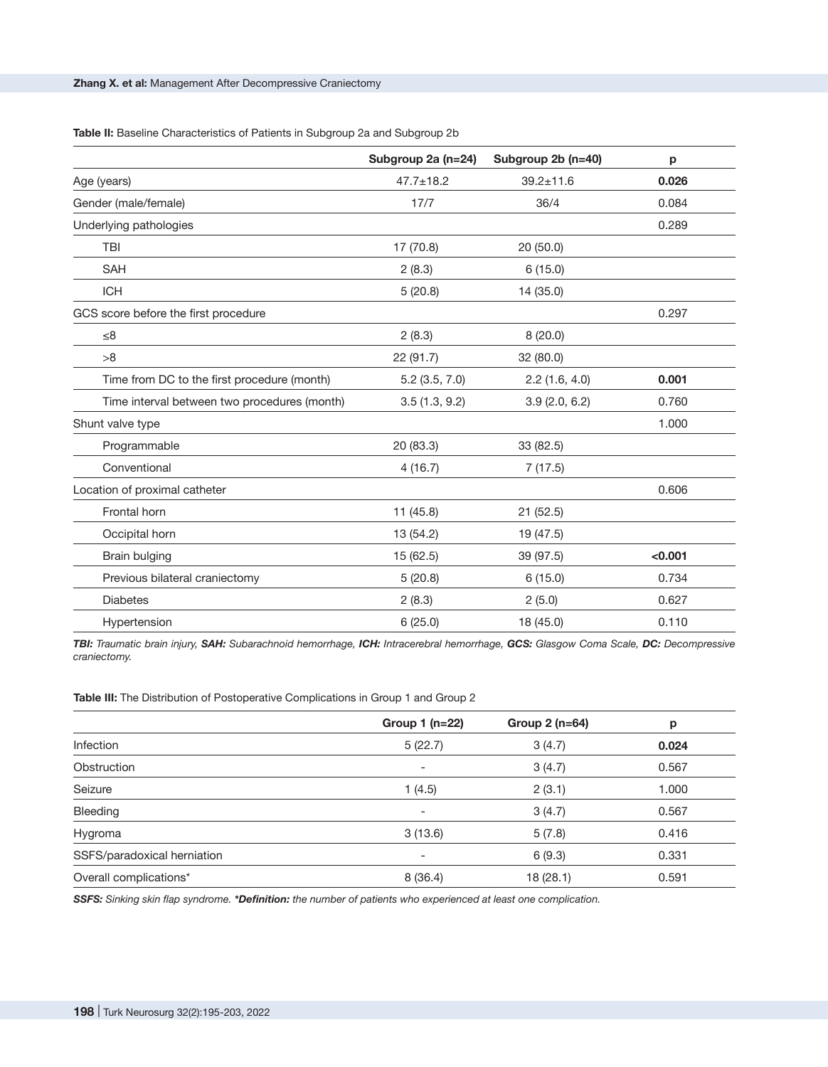**Table II:** Baseline Characteristics of Patients in Subgroup 2a and Subgroup 2b

| | Subgroup 2a (n=24) | Subgroup 2b (n=40) | p |
|---|---|---|---|
| Age (years) | 47.7±18.2 | 39.2±11.6 | **0.026** |
| Gender (male/female) | 17/7 | 36/4 | 0.084 |
| Underlying pathologies | | | 0.289 |
| TBI | 17 (70.8) | 20 (50.0) | |
| SAH | 2 (8.3) | 6 (15.0) | |
| ICH | 5 (20.8) | 14 (35.0) | |
| GCS score before the first procedure | | | 0.297 |
| ≤8 | 2 (8.3) | 8 (20.0) | |
| >8 | 22 (91.7) | 32 (80.0) | |
| Time from DC to the first procedure (month) | 5.2 (3.5, 7.0) | 2.2 (1.6, 4.0) | **0.001** |
| Time interval between two procedures (month) | 3.5 (1.3, 9.2) | 3.9 (2.0, 6.2) | 0.760 |
| Shunt valve type | | | 1.000 |
| Programmable | 20 (83.3) | 33 (82.5) | |
| Conventional | 4 (16.7) | 7 (17.5) | |
| Location of proximal catheter | | | 0.606 |
| Frontal horn | 11 (45.8) | 21 (52.5) | |
| Occipital horn | 13 (54.2) | 19 (47.5) | |
| Brain bulging | 15 (62.5) | 39 (97.5) | **<0.001** |
| Previous bilateral craniectomy | 5 (20.8) | 6 (15.0) | 0.734 |
| Diabetes | 2 (8.3) | 2 (5.0) | 0.627 |
| Hypertension | 6 (25.0) | 18 (45.0) | 0.110 |

***TBI:*** *Traumatic brain injury,* ***SAH:*** *Subarachnoid hemorrhage,* ***ICH:*** *Intracerebral hemorrhage,* ***GCS:*** *Glasgow Coma Scale,* ***DC:*** *Decompressive craniectomy.*

**Table III:** The Distribution of Postoperative Complications in Group 1 and Group 2

| | Group 1 (n=22) | Group 2 (n=64) | p |
|---|---|---|---|
| Infection | 5 (22.7) | 3 (4.7) | **0.024** |
| Obstruction | - | 3 (4.7) | 0.567 |
| Seizure | 1 (4.5) | 2 (3.1) | 1.000 |
| Bleeding | - | 3 (4.7) | 0.567 |
| Hygroma | 3 (13.6) | 5 (7.8) | 0.416 |
| SSFS/paradoxical herniation | - | 6 (9.3) | 0.331 |
| Overall complications* | 8 (36.4) | 18 (28.1) | 0.591 |

***SSFS:*** *Sinking skin flap syndrome.* ***\*Definition:*** *the number of patients who experienced at least one complication.*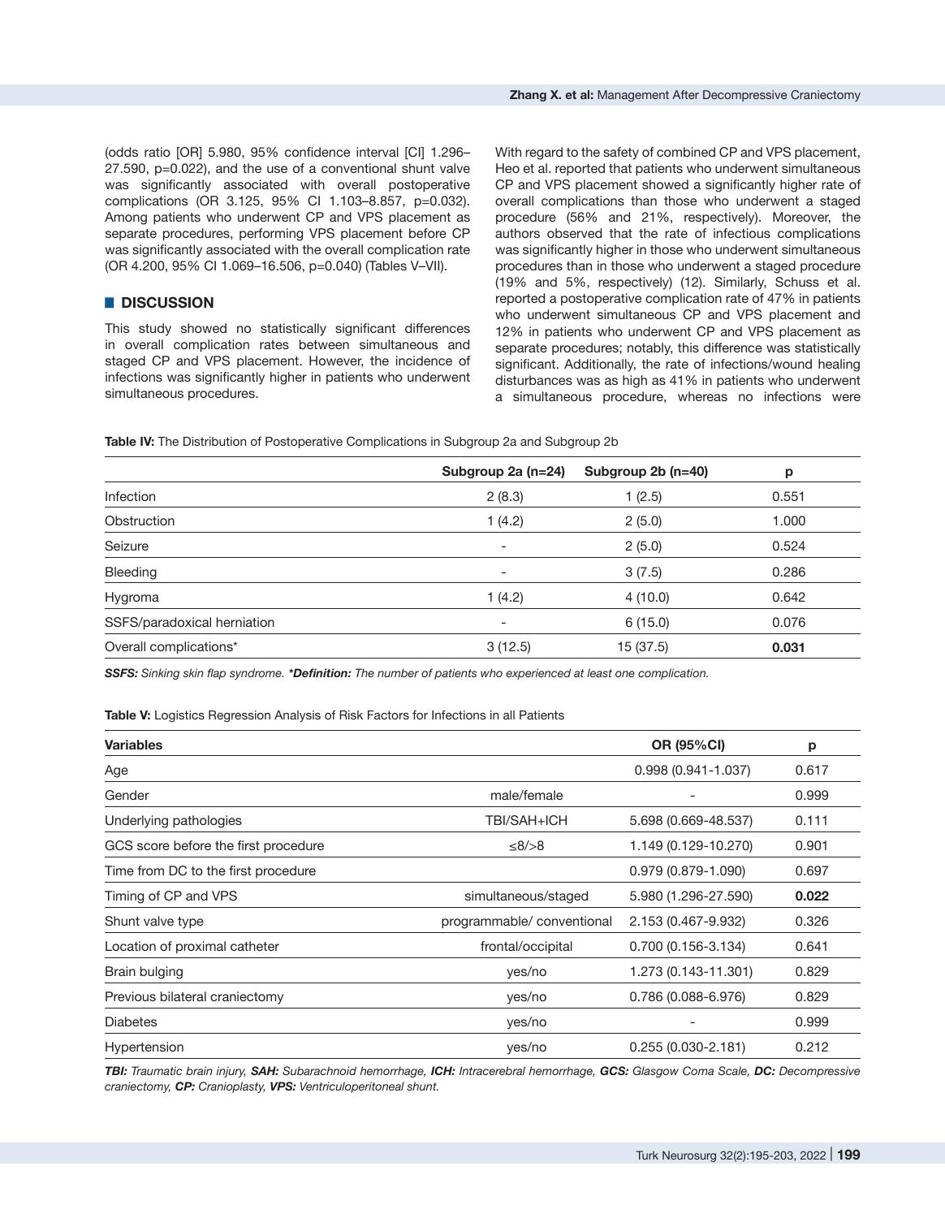(odds ratio [OR] 5.980, 95% confidence interval [CI] 1.296–27.590, p=0.022), and the use of a conventional shunt valve was significantly associated with overall postoperative complications (OR 3.125, 95% CI 1.103–8.857, p=0.032). Among patients who underwent CP and VPS placement as separate procedures, performing VPS placement before CP was significantly associated with the overall complication rate (OR 4.200, 95% CI 1.069–16.506, p=0.040) (Tables V–VII).

## DISCUSSION

This study showed no statistically significant differences in overall complication rates between simultaneous and staged CP and VPS placement. However, the incidence of infections was significantly higher in patients who underwent simultaneous procedures.

With regard to the safety of combined CP and VPS placement, Heo et al. reported that patients who underwent simultaneous CP and VPS placement showed a significantly higher rate of overall complications than those who underwent a staged procedure (56% and 21%, respectively). Moreover, the authors observed that the rate of infectious complications was significantly higher in those who underwent simultaneous procedures than in those who underwent a staged procedure (19% and 5%, respectively) (12). Similarly, Schuss et al. reported a postoperative complication rate of 47% in patients who underwent simultaneous CP and VPS placement and 12% in patients who underwent CP and VPS placement as separate procedures; notably, this difference was statistically significant. Additionally, the rate of infections/wound healing disturbances was as high as 41% in patients who underwent a simultaneous procedure, whereas no infections were

**Table IV:** The Distribution of Postoperative Complications in Subgroup 2a and Subgroup 2b

| | Subgroup 2a (n=24) | Subgroup 2b (n=40) | p |
|---|---|---|---|
| Infection | 2 (8.3) | 1 (2.5) | 0.551 |
| Obstruction | 1 (4.2) | 2 (5.0) | 1.000 |
| Seizure | - | 2 (5.0) | 0.524 |
| Bleeding | - | 3 (7.5) | 0.286 |
| Hygroma | 1 (4.2) | 4 (10.0) | 0.642 |
| SSFS/paradoxical herniation | - | 6 (15.0) | 0.076 |
| Overall complications* | 3 (12.5) | 15 (37.5) | **0.031** |

***SSFS:*** *Sinking skin flap syndrome.* ***\*Definition:*** *The number of patients who experienced at least one complication.*

**Table V:** Logistics Regression Analysis of Risk Factors for Infections in all Patients

| **Variables** | | **OR (95%CI)** | **p** |
|---|---|---|---|
| Age | | 0.998 (0.941-1.037) | 0.617 |
| Gender | male/female | - | 0.999 |
| Underlying pathologies | TBI/SAH+ICH | 5.698 (0.669-48.537) | 0.111 |
| GCS score before the first procedure | ≤8/>8 | 1.149 (0.129-10.270) | 0.901 |
| Time from DC to the first procedure | | 0.979 (0.879-1.090) | 0.697 |
| Timing of CP and VPS | simultaneous/staged | 5.980 (1.296-27.590) | **0.022** |
| Shunt valve type | programmable/ conventional | 2.153 (0.467-9.932) | 0.326 |
| Location of proximal catheter | frontal/occipital | 0.700 (0.156-3.134) | 0.641 |
| Brain bulging | yes/no | 1.273 (0.143-11.301) | 0.829 |
| Previous bilateral craniectomy | yes/no | 0.786 (0.088-6.976) | 0.829 |
| Diabetes | yes/no | - | 0.999 |
| Hypertension | yes/no | 0.255 (0.030-2.181) | 0.212 |

***TBI:*** *Traumatic brain injury,* ***SAH:*** *Subarachnoid hemorrhage,* ***ICH:*** *Intracerebral hemorrhage,* ***GCS:*** *Glasgow Coma Scale,* ***DC:*** *Decompressive craniectomy,* ***CP:*** *Cranioplasty,* ***VPS:*** *Ventriculoperitoneal shunt.*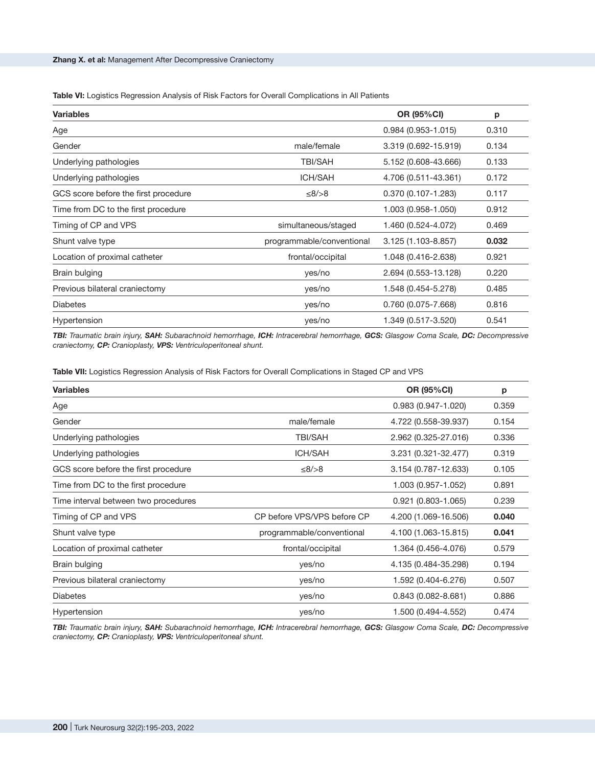**Table VI:** Logistics Regression Analysis of Risk Factors for Overall Complications in All Patients

| Variables | | OR (95%CI) | p |
|---|---|---|---|
| Age | | 0.984 (0.953-1.015) | 0.310 |
| Gender | male/female | 3.319 (0.692-15.919) | 0.134 |
| Underlying pathologies | TBI/SAH | 5.152 (0.608-43.666) | 0.133 |
| Underlying pathologies | ICH/SAH | 4.706 (0.511-43.361) | 0.172 |
| GCS score before the first procedure | ≤8/>8 | 0.370 (0.107-1.283) | 0.117 |
| Time from DC to the first procedure | | 1.003 (0.958-1.050) | 0.912 |
| Timing of CP and VPS | simultaneous/staged | 1.460 (0.524-4.072) | 0.469 |
| Shunt valve type | programmable/conventional | 3.125 (1.103-8.857) | **0.032** |
| Location of proximal catheter | frontal/occipital | 1.048 (0.416-2.638) | 0.921 |
| Brain bulging | yes/no | 2.694 (0.553-13.128) | 0.220 |
| Previous bilateral craniectomy | yes/no | 1.548 (0.454-5.278) | 0.485 |
| Diabetes | yes/no | 0.760 (0.075-7.668) | 0.816 |
| Hypertension | yes/no | 1.349 (0.517-3.520) | 0.541 |

***TBI:** Traumatic brain injury, **SAH:** Subarachnoid hemorrhage, **ICH:** Intracerebral hemorrhage, **GCS:** Glasgow Coma Scale, **DC:** Decompressive craniectomy, **CP:** Cranioplasty, **VPS:** Ventriculoperitoneal shunt.*

**Table VII:** Logistics Regression Analysis of Risk Factors for Overall Complications in Staged CP and VPS

| Variables | | OR (95%CI) | p |
|---|---|---|---|
| Age | | 0.983 (0.947-1.020) | 0.359 |
| Gender | male/female | 4.722 (0.558-39.937) | 0.154 |
| Underlying pathologies | TBI/SAH | 2.962 (0.325-27.016) | 0.336 |
| Underlying pathologies | ICH/SAH | 3.231 (0.321-32.477) | 0.319 |
| GCS score before the first procedure | ≤8/>8 | 3.154 (0.787-12.633) | 0.105 |
| Time from DC to the first procedure | | 1.003 (0.957-1.052) | 0.891 |
| Time interval between two procedures | | 0.921 (0.803-1.065) | 0.239 |
| Timing of CP and VPS | CP before VPS/VPS before CP | 4.200 (1.069-16.506) | **0.040** |
| Shunt valve type | programmable/conventional | 4.100 (1.063-15.815) | **0.041** |
| Location of proximal catheter | frontal/occipital | 1.364 (0.456-4.076) | 0.579 |
| Brain bulging | yes/no | 4.135 (0.484-35.298) | 0.194 |
| Previous bilateral craniectomy | yes/no | 1.592 (0.404-6.276) | 0.507 |
| Diabetes | yes/no | 0.843 (0.082-8.681) | 0.886 |
| Hypertension | yes/no | 1.500 (0.494-4.552) | 0.474 |

***TBI:** Traumatic brain injury, **SAH:** Subarachnoid hemorrhage, **ICH:** Intracerebral hemorrhage, **GCS:** Glasgow Coma Scale, **DC:** Decompressive craniectomy, **CP:** Cranioplasty, **VPS:** Ventriculoperitoneal shunt.*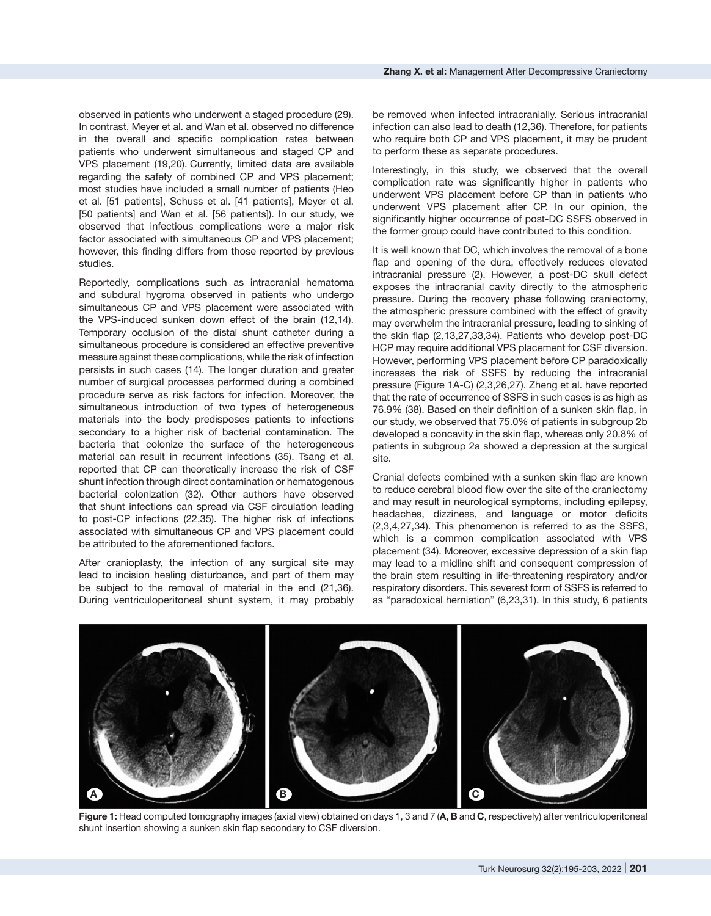observed in patients who underwent a staged procedure (29). In contrast, Meyer et al. and Wan et al. observed no difference in the overall and specific complication rates between patients who underwent simultaneous and staged CP and VPS placement (19,20). Currently, limited data are available regarding the safety of combined CP and VPS placement; most studies have included a small number of patients (Heo et al. [51 patients], Schuss et al. [41 patients], Meyer et al. [50 patients] and Wan et al. [56 patients]). In our study, we observed that infectious complications were a major risk factor associated with simultaneous CP and VPS placement; however, this finding differs from those reported by previous studies.

Reportedly, complications such as intracranial hematoma and subdural hygroma observed in patients who undergo simultaneous CP and VPS placement were associated with the VPS-induced sunken down effect of the brain (12,14). Temporary occlusion of the distal shunt catheter during a simultaneous procedure is considered an effective preventive measure against these complications, while the risk of infection persists in such cases (14). The longer duration and greater number of surgical processes performed during a combined procedure serve as risk factors for infection. Moreover, the simultaneous introduction of two types of heterogeneous materials into the body predisposes patients to infections secondary to a higher risk of bacterial contamination. The bacteria that colonize the surface of the heterogeneous material can result in recurrent infections (35). Tsang et al. reported that CP can theoretically increase the risk of CSF shunt infection through direct contamination or hematogenous bacterial colonization (32). Other authors have observed that shunt infections can spread via CSF circulation leading to post-CP infections (22,35). The higher risk of infections associated with simultaneous CP and VPS placement could be attributed to the aforementioned factors.

After cranioplasty, the infection of any surgical site may lead to incision healing disturbance, and part of them may be subject to the removal of material in the end (21,36). During ventriculoperitoneal shunt system, it may probably be removed when infected intracranially. Serious intracranial infection can also lead to death (12,36). Therefore, for patients who require both CP and VPS placement, it may be prudent to perform these as separate procedures.

Interestingly, in this study, we observed that the overall complication rate was significantly higher in patients who underwent VPS placement before CP than in patients who underwent VPS placement after CP. In our opinion, the significantly higher occurrence of post-DC SSFS observed in the former group could have contributed to this condition.

It is well known that DC, which involves the removal of a bone flap and opening of the dura, effectively reduces elevated intracranial pressure (2). However, a post-DC skull defect exposes the intracranial cavity directly to the atmospheric pressure. During the recovery phase following craniectomy, the atmospheric pressure combined with the effect of gravity may overwhelm the intracranial pressure, leading to sinking of the skin flap (2,13,27,33,34). Patients who develop post-DC HCP may require additional VPS placement for CSF diversion. However, performing VPS placement before CP paradoxically increases the risk of SSFS by reducing the intracranial pressure (Figure 1A-C) (2,3,26,27). Zheng et al. have reported that the rate of occurrence of SSFS in such cases is as high as 76.9% (38). Based on their definition of a sunken skin flap, in our study, we observed that 75.0% of patients in subgroup 2b developed a concavity in the skin flap, whereas only 20.8% of patients in subgroup 2a showed a depression at the surgical site.

Cranial defects combined with a sunken skin flap are known to reduce cerebral blood flow over the site of the craniectomy and may result in neurological symptoms, including epilepsy, headaches, dizziness, and language or motor deficits (2,3,4,27,34). This phenomenon is referred to as the SSFS, which is a common complication associated with VPS placement (34). Moreover, excessive depression of a skin flap may lead to a midline shift and consequent compression of the brain stem resulting in life-threatening respiratory and/or respiratory disorders. This severest form of SSFS is referred to as "paradoxical herniation" (6,23,31). In this study, 6 patients

**Figure 1:** Head computed tomography images (axial view) obtained on days 1, 3 and 7 (**A, B** and **C**, respectively) after ventriculoperitoneal shunt insertion showing a sunken skin flap secondary to CSF diversion.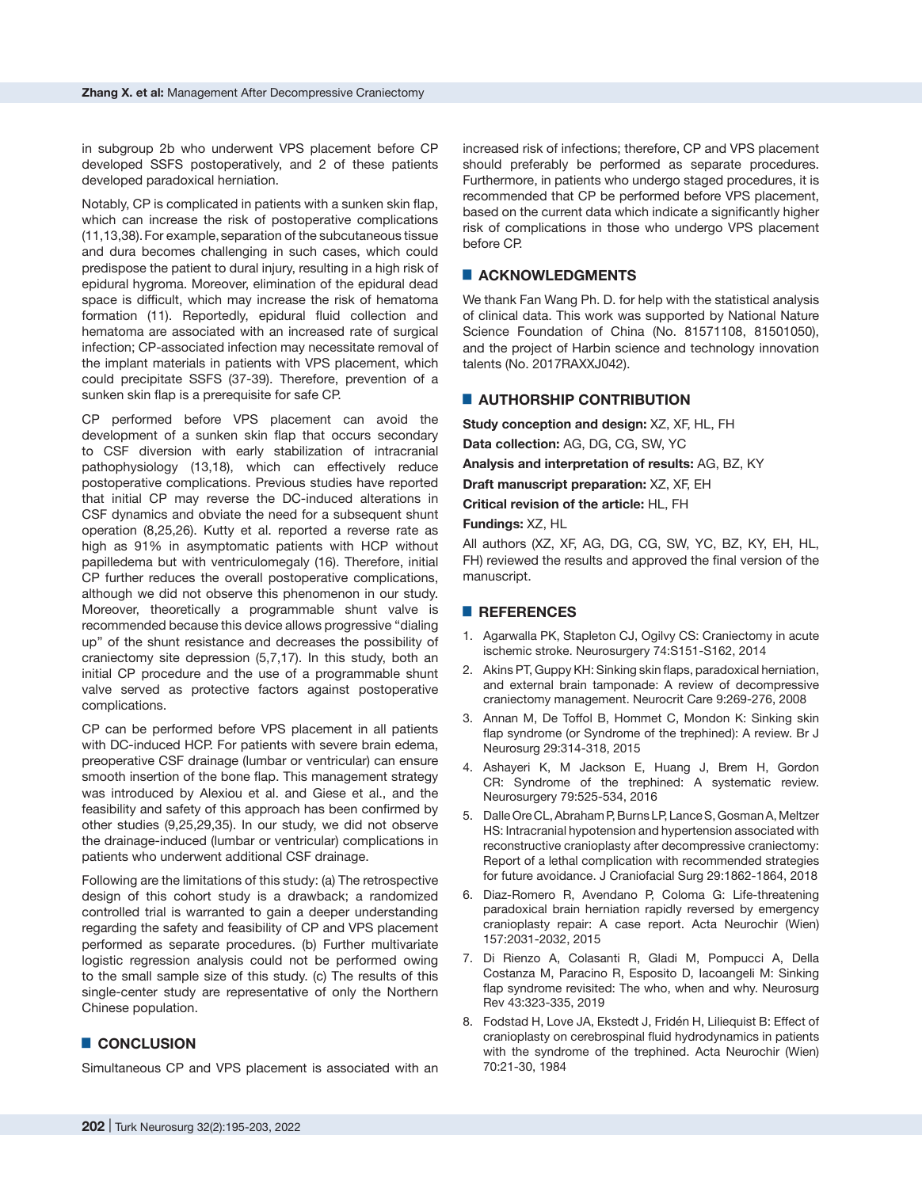in subgroup 2b who underwent VPS placement before CP developed SSFS postoperatively, and 2 of these patients developed paradoxical herniation.

Notably, CP is complicated in patients with a sunken skin flap, which can increase the risk of postoperative complications (11,13,38). For example, separation of the subcutaneous tissue and dura becomes challenging in such cases, which could predispose the patient to dural injury, resulting in a high risk of epidural hygroma. Moreover, elimination of the epidural dead space is difficult, which may increase the risk of hematoma formation (11). Reportedly, epidural fluid collection and hematoma are associated with an increased rate of surgical infection; CP-associated infection may necessitate removal of the implant materials in patients with VPS placement, which could precipitate SSFS (37-39). Therefore, prevention of a sunken skin flap is a prerequisite for safe CP.

CP performed before VPS placement can avoid the development of a sunken skin flap that occurs secondary to CSF diversion with early stabilization of intracranial pathophysiology (13,18), which can effectively reduce postoperative complications. Previous studies have reported that initial CP may reverse the DC-induced alterations in CSF dynamics and obviate the need for a subsequent shunt operation (8,25,26). Kutty et al. reported a reverse rate as high as 91% in asymptomatic patients with HCP without papilledema but with ventriculomegaly (16). Therefore, initial CP further reduces the overall postoperative complications, although we did not observe this phenomenon in our study. Moreover, theoretically a programmable shunt valve is recommended because this device allows progressive "dialing up" of the shunt resistance and decreases the possibility of craniectomy site depression (5,7,17). In this study, both an initial CP procedure and the use of a programmable shunt valve served as protective factors against postoperative complications.

CP can be performed before VPS placement in all patients with DC-induced HCP. For patients with severe brain edema, preoperative CSF drainage (lumbar or ventricular) can ensure smooth insertion of the bone flap. This management strategy was introduced by Alexiou et al. and Giese et al., and the feasibility and safety of this approach has been confirmed by other studies (9,25,29,35). In our study, we did not observe the drainage-induced (lumbar or ventricular) complications in patients who underwent additional CSF drainage.

Following are the limitations of this study: (a) The retrospective design of this cohort study is a drawback; a randomized controlled trial is warranted to gain a deeper understanding regarding the safety and feasibility of CP and VPS placement performed as separate procedures. (b) Further multivariate logistic regression analysis could not be performed owing to the small sample size of this study. (c) The results of this single-center study are representative of only the Northern Chinese population.

## CONCLUSION

Simultaneous CP and VPS placement is associated with an increased risk of infections; therefore, CP and VPS placement should preferably be performed as separate procedures. Furthermore, in patients who undergo staged procedures, it is recommended that CP be performed before VPS placement, based on the current data which indicate a significantly higher risk of complications in those who undergo VPS placement before CP.

## ACKNOWLEDGMENTS

We thank Fan Wang Ph. D. for help with the statistical analysis of clinical data. This work was supported by National Nature Science Foundation of China (No. 81571108, 81501050), and the project of Harbin science and technology innovation talents (No. 2017RAXXJ042).

## AUTHORSHIP CONTRIBUTION

**Study conception and design:** XZ, XF, HL, FH

**Data collection:** AG, DG, CG, SW, YC

**Analysis and interpretation of results:** AG, BZ, KY

**Draft manuscript preparation:** XZ, XF, EH

**Critical revision of the article:** HL, FH

**Fundings:** XZ, HL

All authors (XZ, XF, AG, DG, CG, SW, YC, BZ, KY, EH, HL, FH) reviewed the results and approved the final version of the manuscript.

## REFERENCES

1. Agarwalla PK, Stapleton CJ, Ogilvy CS: Craniectomy in acute ischemic stroke. Neurosurgery 74:S151-S162, 2014
2. Akins PT, Guppy KH: Sinking skin flaps, paradoxical herniation, and external brain tamponade: A review of decompressive craniectomy management. Neurocrit Care 9:269-276, 2008
3. Annan M, De Toffol B, Hommet C, Mondon K: Sinking skin flap syndrome (or Syndrome of the trephined): A review. Br J Neurosurg 29:314-318, 2015
4. Ashayeri K, M Jackson E, Huang J, Brem H, Gordon CR: Syndrome of the trephined: A systematic review. Neurosurgery 79:525-534, 2016
5. Dalle Ore CL, Abraham P, Burns LP, Lance S, Gosman A, Meltzer HS: Intracranial hypotension and hypertension associated with reconstructive cranioplasty after decompressive craniectomy: Report of a lethal complication with recommended strategies for future avoidance. J Craniofacial Surg 29:1862-1864, 2018
6. Diaz-Romero R, Avendano P, Coloma G: Life-threatening paradoxical brain herniation rapidly reversed by emergency cranioplasty repair: A case report. Acta Neurochir (Wien) 157:2031-2032, 2015
7. Di Rienzo A, Colasanti R, Gladi M, Pompucci A, Della Costanza M, Paracino R, Esposito D, Iacoangeli M: Sinking flap syndrome revisited: The who, when and why. Neurosurg Rev 43:323-335, 2019
8. Fodstad H, Love JA, Ekstedt J, Fridén H, Liliequist B: Effect of cranioplasty on cerebrospinal fluid hydrodynamics in patients with the syndrome of the trephined. Acta Neurochir (Wien) 70:21-30, 1984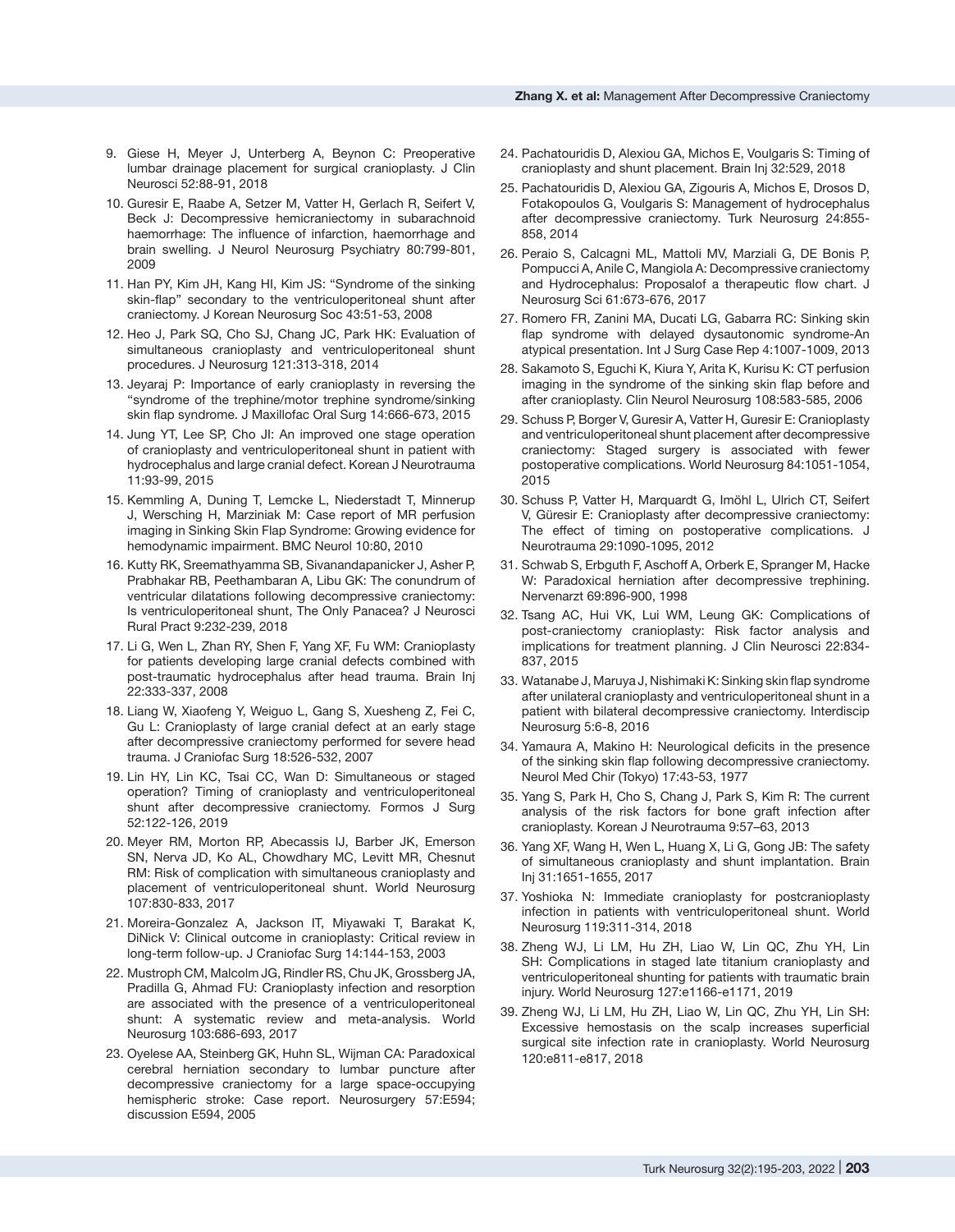9. Giese H, Meyer J, Unterberg A, Beynon C: Preoperative lumbar drainage placement for surgical cranioplasty. J Clin Neurosci 52:88-91, 2018
10. Guresir E, Raabe A, Setzer M, Vatter H, Gerlach R, Seifert V, Beck J: Decompressive hemicraniectomy in subarachnoid haemorrhage: The influence of infarction, haemorrhage and brain swelling. J Neurol Neurosurg Psychiatry 80:799-801, 2009
11. Han PY, Kim JH, Kang HI, Kim JS: "Syndrome of the sinking skin-flap" secondary to the ventriculoperitoneal shunt after craniectomy. J Korean Neurosurg Soc 43:51-53, 2008
12. Heo J, Park SQ, Cho SJ, Chang JC, Park HK: Evaluation of simultaneous cranioplasty and ventriculoperitoneal shunt procedures. J Neurosurg 121:313-318, 2014
13. Jeyaraj P: Importance of early cranioplasty in reversing the "syndrome of the trephine/motor trephine syndrome/sinking skin flap syndrome. J Maxillofac Oral Surg 14:666-673, 2015
14. Jung YT, Lee SP, Cho JI: An improved one stage operation of cranioplasty and ventriculoperitoneal shunt in patient with hydrocephalus and large cranial defect. Korean J Neurotrauma 11:93-99, 2015
15. Kemmling A, Duning T, Lemcke L, Niederstadt T, Minnerup J, Wersching H, Marziniak M: Case report of MR perfusion imaging in Sinking Skin Flap Syndrome: Growing evidence for hemodynamic impairment. BMC Neurol 10:80, 2010
16. Kutty RK, Sreemathyamma SB, Sivanandapanicker J, Asher P, Prabhakar RB, Peethambaran A, Libu GK: The conundrum of ventricular dilatations following decompressive craniectomy: Is ventriculoperitoneal shunt, The Only Panacea? J Neurosci Rural Pract 9:232-239, 2018
17. Li G, Wen L, Zhan RY, Shen F, Yang XF, Fu WM: Cranioplasty for patients developing large cranial defects combined with post-traumatic hydrocephalus after head trauma. Brain Inj 22:333-337, 2008
18. Liang W, Xiaofeng Y, Weiguo L, Gang S, Xuesheng Z, Fei C, Gu L: Cranioplasty of large cranial defect at an early stage after decompressive craniectomy performed for severe head trauma. J Craniofac Surg 18:526-532, 2007
19. Lin HY, Lin KC, Tsai CC, Wan D: Simultaneous or staged operation? Timing of cranioplasty and ventriculoperitoneal shunt after decompressive craniectomy. Formos J Surg 52:122-126, 2019
20. Meyer RM, Morton RP, Abecassis IJ, Barber JK, Emerson SN, Nerva JD, Ko AL, Chowdhary MC, Levitt MR, Chesnut RM: Risk of complication with simultaneous cranioplasty and placement of ventriculoperitoneal shunt. World Neurosurg 107:830-833, 2017
21. Moreira-Gonzalez A, Jackson IT, Miyawaki T, Barakat K, DiNick V: Clinical outcome in cranioplasty: Critical review in long-term follow-up. J Craniofac Surg 14:144-153, 2003
22. Mustroph CM, Malcolm JG, Rindler RS, Chu JK, Grossberg JA, Pradilla G, Ahmad FU: Cranioplasty infection and resorption are associated with the presence of a ventriculoperitoneal shunt: A systematic review and meta-analysis. World Neurosurg 103:686-693, 2017
23. Oyelese AA, Steinberg GK, Huhn SL, Wijman CA: Paradoxical cerebral herniation secondary to lumbar puncture after decompressive craniectomy for a large space-occupying hemispheric stroke: Case report. Neurosurgery 57:E594; discussion E594, 2005
24. Pachatouridis D, Alexiou GA, Michos E, Voulgaris S: Timing of cranioplasty and shunt placement. Brain Inj 32:529, 2018
25. Pachatouridis D, Alexiou GA, Zigouris A, Michos E, Drosos D, Fotakopoulos G, Voulgaris S: Management of hydrocephalus after decompressive craniectomy. Turk Neurosurg 24:855-858, 2014
26. Peraio S, Calcagni ML, Mattoli MV, Marziali G, DE Bonis P, Pompucci A, Anile C, Mangiola A: Decompressive craniectomy and Hydrocephalus: Proposalof a therapeutic flow chart. J Neurosurg Sci 61:673-676, 2017
27. Romero FR, Zanini MA, Ducati LG, Gabarra RC: Sinking skin flap syndrome with delayed dysautonomic syndrome-An atypical presentation. Int J Surg Case Rep 4:1007-1009, 2013
28. Sakamoto S, Eguchi K, Kiura Y, Arita K, Kurisu K: CT perfusion imaging in the syndrome of the sinking skin flap before and after cranioplasty. Clin Neurol Neurosurg 108:583-585, 2006
29. Schuss P, Borger V, Guresir A, Vatter H, Guresir E: Cranioplasty and ventriculoperitoneal shunt placement after decompressive craniectomy: Staged surgery is associated with fewer postoperative complications. World Neurosurg 84:1051-1054, 2015
30. Schuss P, Vatter H, Marquardt G, Imöhl L, Ulrich CT, Seifert V, Güresir E: Cranioplasty after decompressive craniectomy: The effect of timing on postoperative complications. J Neurotrauma 29:1090-1095, 2012
31. Schwab S, Erbguth F, Aschoff A, Orberk E, Spranger M, Hacke W: Paradoxical herniation after decompressive trephining. Nervenarzt 69:896-900, 1998
32. Tsang AC, Hui VK, Lui WM, Leung GK: Complications of post-craniectomy cranioplasty: Risk factor analysis and implications for treatment planning. J Clin Neurosci 22:834-837, 2015
33. Watanabe J, Maruya J, Nishimaki K: Sinking skin flap syndrome after unilateral cranioplasty and ventriculoperitoneal shunt in a patient with bilateral decompressive craniectomy. Interdiscip Neurosurg 5:6-8, 2016
34. Yamaura A, Makino H: Neurological deficits in the presence of the sinking skin flap following decompressive craniectomy. Neurol Med Chir (Tokyo) 17:43-53, 1977
35. Yang S, Park H, Cho S, Chang J, Park S, Kim R: The current analysis of the risk factors for bone graft infection after cranioplasty. Korean J Neurotrauma 9:57–63, 2013
36. Yang XF, Wang H, Wen L, Huang X, Li G, Gong JB: The safety of simultaneous cranioplasty and shunt implantation. Brain Inj 31:1651-1655, 2017
37. Yoshioka N: Immediate cranioplasty for postcranioplasty infection in patients with ventriculoperitoneal shunt. World Neurosurg 119:311-314, 2018
38. Zheng WJ, Li LM, Hu ZH, Liao W, Lin QC, Zhu YH, Lin SH: Complications in staged late titanium cranioplasty and ventriculoperitoneal shunting for patients with traumatic brain injury. World Neurosurg 127:e1166-e1171, 2019
39. Zheng WJ, Li LM, Hu ZH, Liao W, Lin QC, Zhu YH, Lin SH: Excessive hemostasis on the scalp increases superficial surgical site infection rate in cranioplasty. World Neurosurg 120:e811-e817, 2018